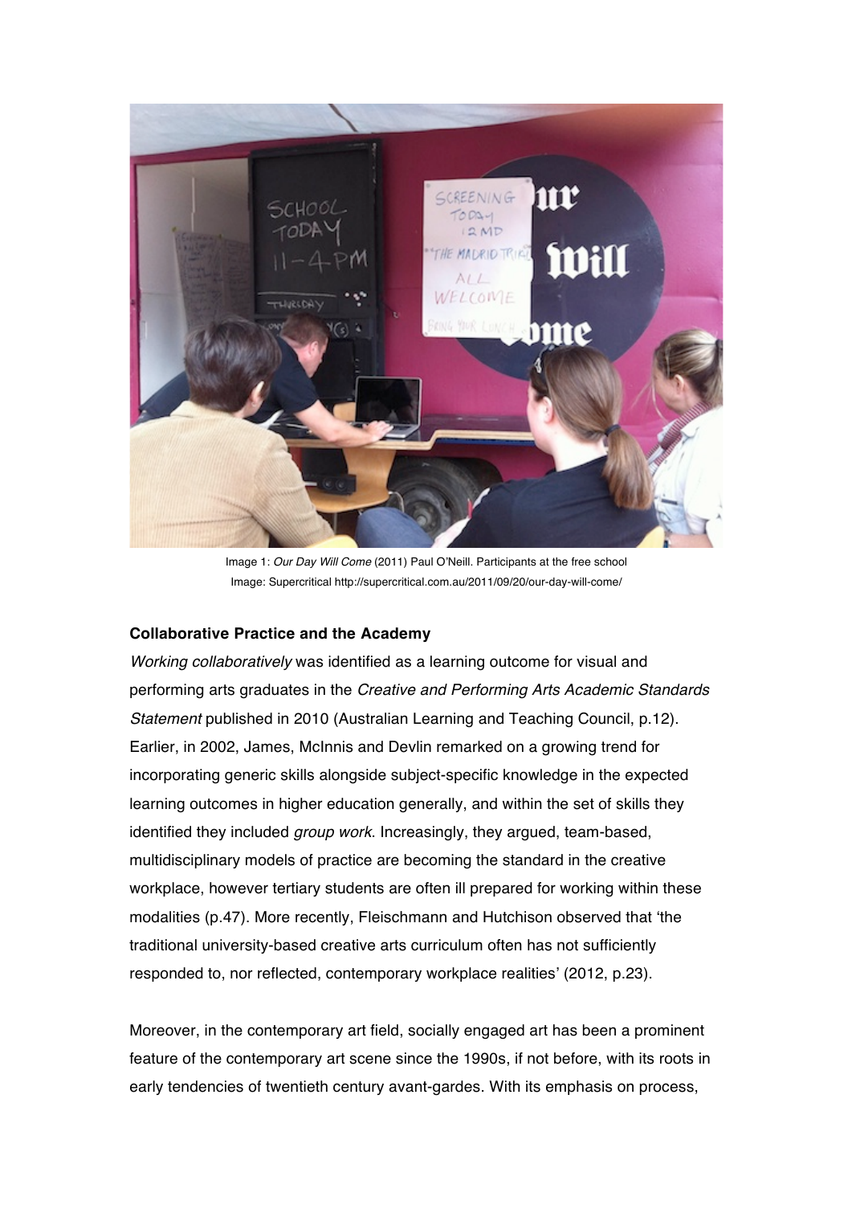Image 1: *Our Day Will Come* (2011) Paul O'Neill. Participants at the free school
Image: Supercritical http://supercritical.com.au/2011/09/20/our-day-will-come/

**Collaborative Practice and the Academy**

*Working collaboratively* was identified as a learning outcome for visual and performing arts graduates in the *Creative and Performing Arts Academic Standards Statement* published in 2010 (Australian Learning and Teaching Council, p.12). Earlier, in 2002, James, McInnis and Devlin remarked on a growing trend for incorporating generic skills alongside subject-specific knowledge in the expected learning outcomes in higher education generally, and within the set of skills they identified they included *group work*. Increasingly, they argued, team-based, multidisciplinary models of practice are becoming the standard in the creative workplace, however tertiary students are often ill prepared for working within these modalities (p.47). More recently, Fleischmann and Hutchison observed that 'the traditional university-based creative arts curriculum often has not sufficiently responded to, nor reflected, contemporary workplace realities' (2012, p.23).

Moreover, in the contemporary art field, socially engaged art has been a prominent feature of the contemporary art scene since the 1990s, if not before, with its roots in early tendencies of twentieth century avant-gardes. With its emphasis on process,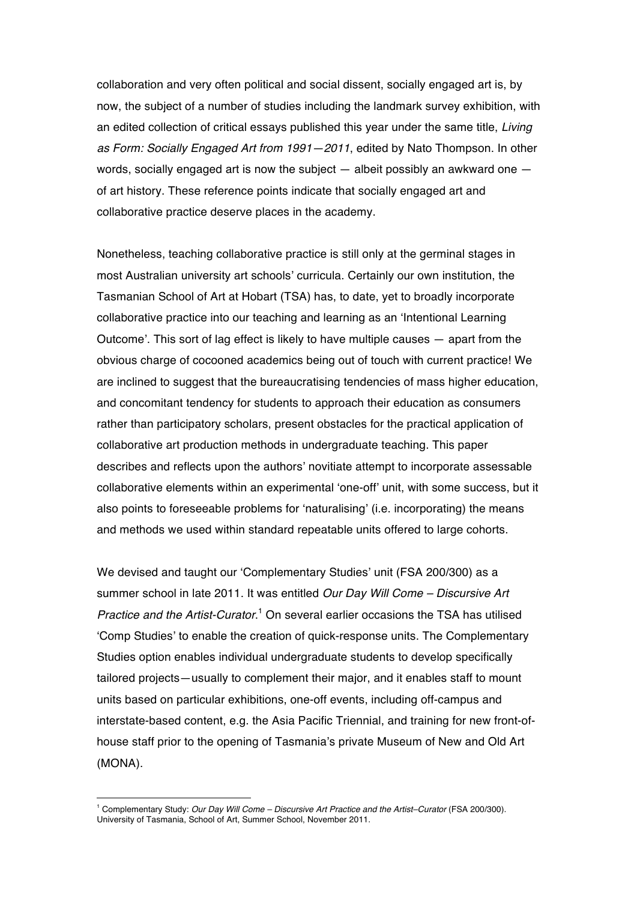collaboration and very often political and social dissent, socially engaged art is, by now, the subject of a number of studies including the landmark survey exhibition, with an edited collection of critical essays published this year under the same title, *Living as Form: Socially Engaged Art from 1991—2011*, edited by Nato Thompson. In other words, socially engaged art is now the subject — albeit possibly an awkward one — of art history. These reference points indicate that socially engaged art and collaborative practice deserve places in the academy.

Nonetheless, teaching collaborative practice is still only at the germinal stages in most Australian university art schools' curricula. Certainly our own institution, the Tasmanian School of Art at Hobart (TSA) has, to date, yet to broadly incorporate collaborative practice into our teaching and learning as an 'Intentional Learning Outcome'. This sort of lag effect is likely to have multiple causes — apart from the obvious charge of cocooned academics being out of touch with current practice! We are inclined to suggest that the bureaucratising tendencies of mass higher education, and concomitant tendency for students to approach their education as consumers rather than participatory scholars, present obstacles for the practical application of collaborative art production methods in undergraduate teaching. This paper describes and reflects upon the authors' novitiate attempt to incorporate assessable collaborative elements within an experimental 'one-off' unit, with some success, but it also points to foreseeable problems for 'naturalising' (i.e. incorporating) the means and methods we used within standard repeatable units offered to large cohorts.

We devised and taught our 'Complementary Studies' unit (FSA 200/300) as a summer school in late 2011. It was entitled *Our Day Will Come – Discursive Art Practice and the Artist-Curator*.[1] On several earlier occasions the TSA has utilised 'Comp Studies' to enable the creation of quick-response units. The Complementary Studies option enables individual undergraduate students to develop specifically tailored projects—usually to complement their major, and it enables staff to mount units based on particular exhibitions, one-off events, including off-campus and interstate-based content, e.g. the Asia Pacific Triennial, and training for new front-of-house staff prior to the opening of Tasmania's private Museum of New and Old Art (MONA).

---

[1] Complementary Study: *Our Day Will Come – Discursive Art Practice and the Artist–Curator* (FSA 200/300). University of Tasmania, School of Art, Summer School, November 2011.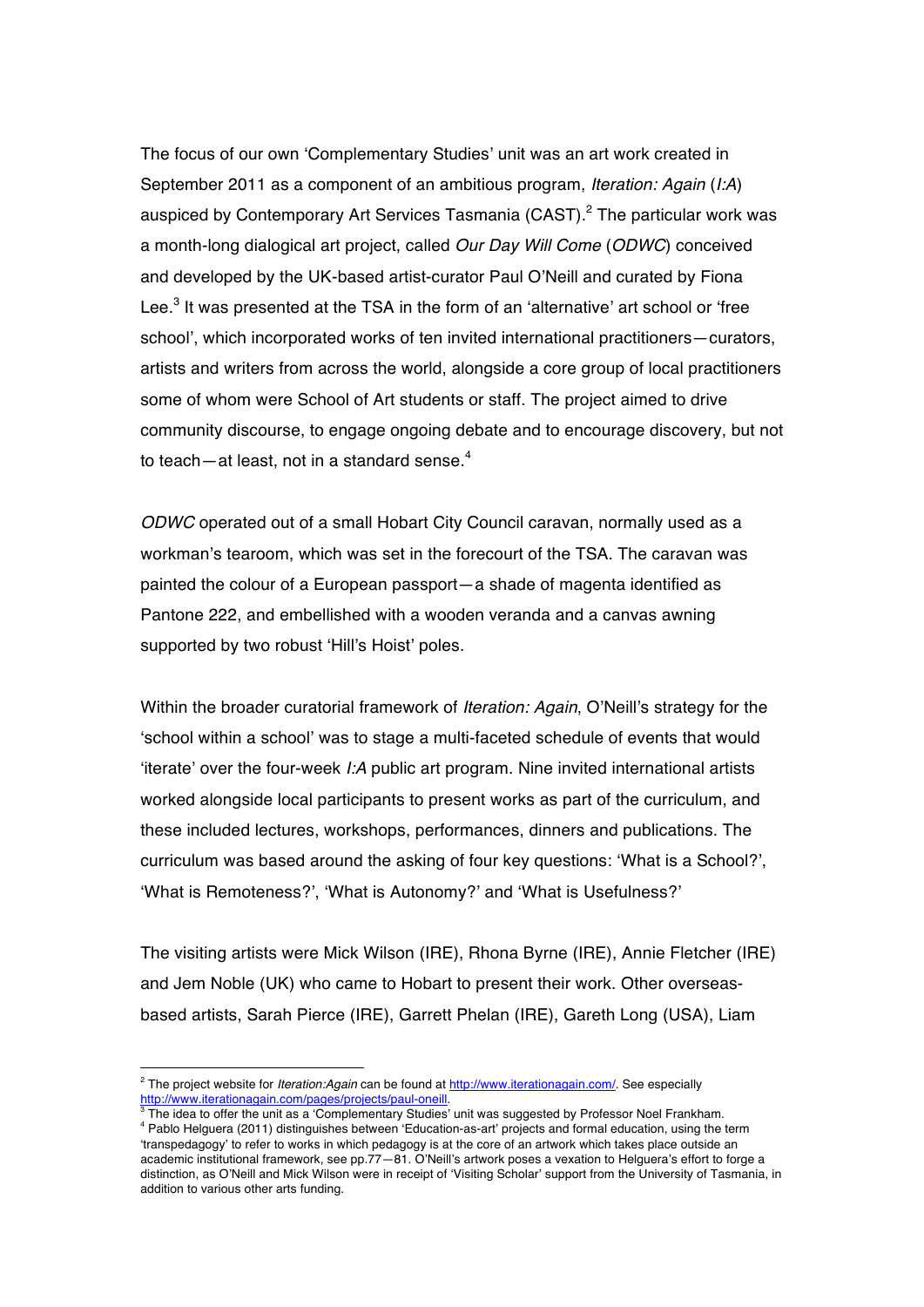The focus of our own 'Complementary Studies' unit was an art work created in September 2011 as a component of an ambitious program, *Iteration: Again* (*I:A*) auspiced by Contemporary Art Services Tasmania (CAST).[2] The particular work was a month-long dialogical art project, called *Our Day Will Come* (*ODWC*) conceived and developed by the UK-based artist-curator Paul O'Neill and curated by Fiona Lee.[3] It was presented at the TSA in the form of an 'alternative' art school or 'free school', which incorporated works of ten invited international practitioners—curators, artists and writers from across the world, alongside a core group of local practitioners some of whom were School of Art students or staff. The project aimed to drive community discourse, to engage ongoing debate and to encourage discovery, but not to teach—at least, not in a standard sense.[4]

*ODWC* operated out of a small Hobart City Council caravan, normally used as a workman's tearoom, which was set in the forecourt of the TSA. The caravan was painted the colour of a European passport—a shade of magenta identified as Pantone 222, and embellished with a wooden veranda and a canvas awning supported by two robust 'Hill's Hoist' poles.

Within the broader curatorial framework of *Iteration: Again*, O'Neill's strategy for the 'school within a school' was to stage a multi-faceted schedule of events that would 'iterate' over the four-week *I:A* public art program. Nine invited international artists worked alongside local participants to present works as part of the curriculum, and these included lectures, workshops, performances, dinners and publications. The curriculum was based around the asking of four key questions: 'What is a School?', 'What is Remoteness?', 'What is Autonomy?' and 'What is Usefulness?'

The visiting artists were Mick Wilson (IRE), Rhona Byrne (IRE), Annie Fletcher (IRE) and Jem Noble (UK) who came to Hobart to present their work. Other overseas-based artists, Sarah Pierce (IRE), Garrett Phelan (IRE), Gareth Long (USA), Liam

---

[2] The project website for *Iteration:Again* can be found at http://www.iterationagain.com/. See especially http://www.iterationagain.com/pages/projects/paul-oneill.

[3] The idea to offer the unit as a 'Complementary Studies' unit was suggested by Professor Noel Frankham.

[4] Pablo Helguera (2011) distinguishes between 'Education-as-art' projects and formal education, using the term 'transpedagogy' to refer to works in which pedagogy is at the core of an artwork which takes place outside an academic institutional framework, see pp.77—81. O'Neill's artwork poses a vexation to Helguera's effort to forge a distinction, as O'Neill and Mick Wilson were in receipt of 'Visiting Scholar' support from the University of Tasmania, in addition to various other arts funding.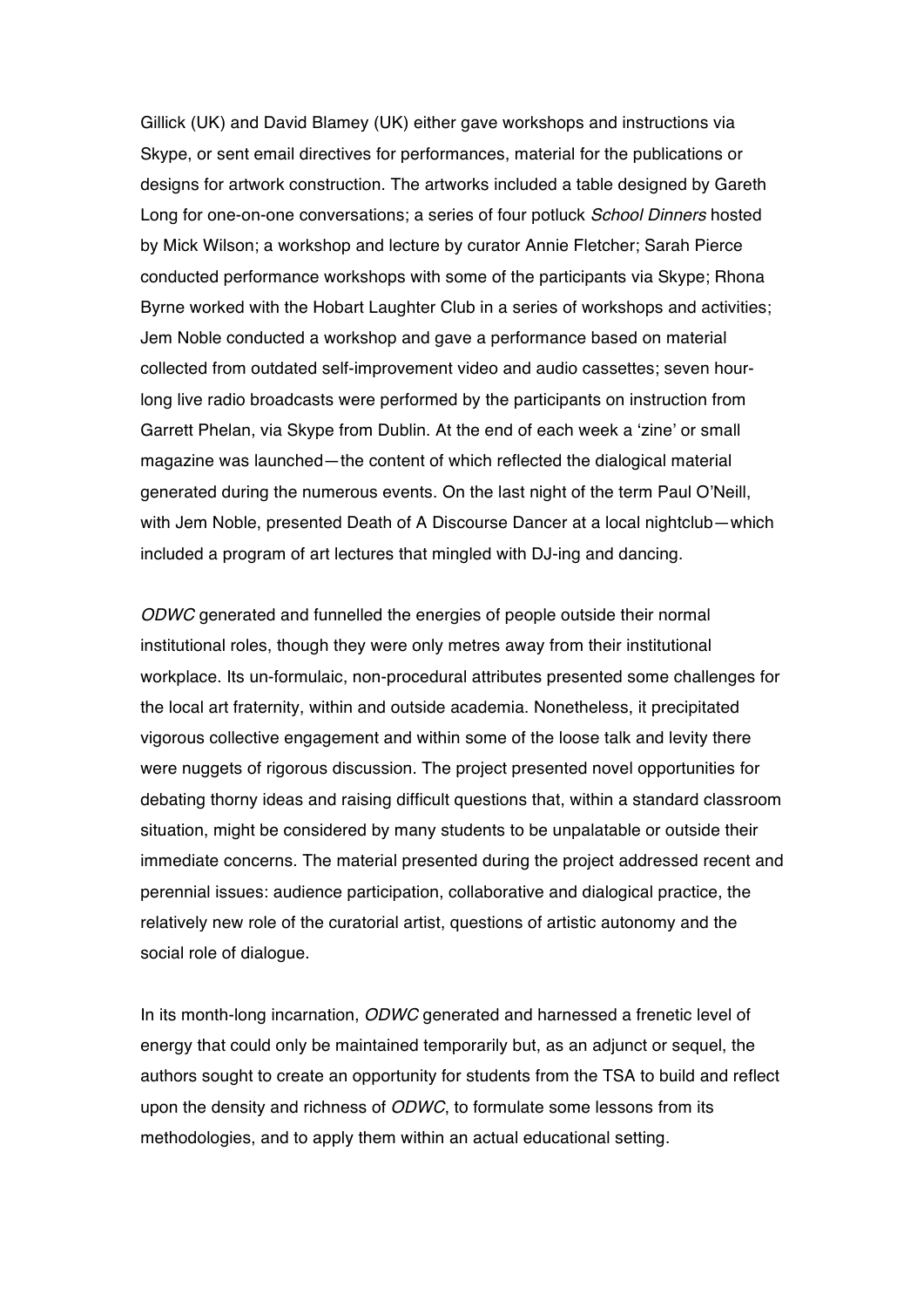Gillick (UK) and David Blamey (UK) either gave workshops and instructions via Skype, or sent email directives for performances, material for the publications or designs for artwork construction. The artworks included a table designed by Gareth Long for one-on-one conversations; a series of four potluck *School Dinners* hosted by Mick Wilson; a workshop and lecture by curator Annie Fletcher; Sarah Pierce conducted performance workshops with some of the participants via Skype; Rhona Byrne worked with the Hobart Laughter Club in a series of workshops and activities; Jem Noble conducted a workshop and gave a performance based on material collected from outdated self-improvement video and audio cassettes; seven hour-long live radio broadcasts were performed by the participants on instruction from Garrett Phelan, via Skype from Dublin. At the end of each week a 'zine' or small magazine was launched—the content of which reflected the dialogical material generated during the numerous events. On the last night of the term Paul O'Neill, with Jem Noble, presented Death of A Discourse Dancer at a local nightclub—which included a program of art lectures that mingled with DJ-ing and dancing.

*ODWC* generated and funnelled the energies of people outside their normal institutional roles, though they were only metres away from their institutional workplace. Its un-formulaic, non-procedural attributes presented some challenges for the local art fraternity, within and outside academia. Nonetheless, it precipitated vigorous collective engagement and within some of the loose talk and levity there were nuggets of rigorous discussion. The project presented novel opportunities for debating thorny ideas and raising difficult questions that, within a standard classroom situation, might be considered by many students to be unpalatable or outside their immediate concerns. The material presented during the project addressed recent and perennial issues: audience participation, collaborative and dialogical practice, the relatively new role of the curatorial artist, questions of artistic autonomy and the social role of dialogue.

In its month-long incarnation, *ODWC* generated and harnessed a frenetic level of energy that could only be maintained temporarily but, as an adjunct or sequel, the authors sought to create an opportunity for students from the TSA to build and reflect upon the density and richness of *ODWC*, to formulate some lessons from its methodologies, and to apply them within an actual educational setting.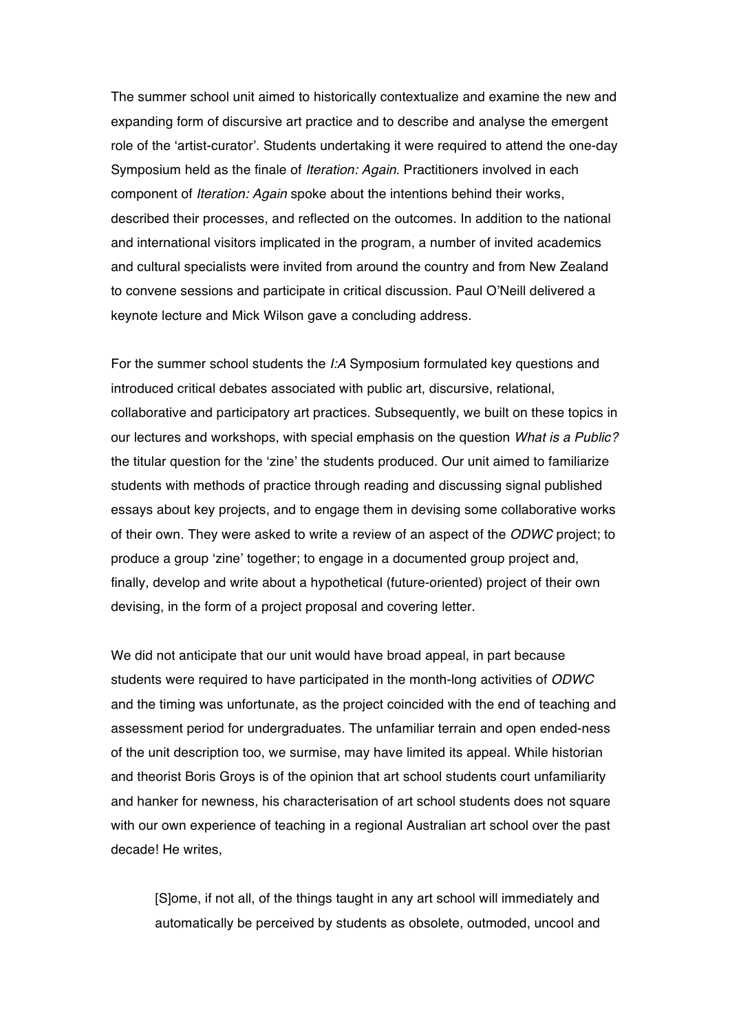The summer school unit aimed to historically contextualize and examine the new and expanding form of discursive art practice and to describe and analyse the emergent role of the 'artist-curator'. Students undertaking it were required to attend the one-day Symposium held as the finale of *Iteration: Again*. Practitioners involved in each component of *Iteration: Again* spoke about the intentions behind their works, described their processes, and reflected on the outcomes. In addition to the national and international visitors implicated in the program, a number of invited academics and cultural specialists were invited from around the country and from New Zealand to convene sessions and participate in critical discussion. Paul O'Neill delivered a keynote lecture and Mick Wilson gave a concluding address.

For the summer school students the *I:A* Symposium formulated key questions and introduced critical debates associated with public art, discursive, relational, collaborative and participatory art practices. Subsequently, we built on these topics in our lectures and workshops, with special emphasis on the question *What is a Public?* the titular question for the 'zine' the students produced. Our unit aimed to familiarize students with methods of practice through reading and discussing signal published essays about key projects, and to engage them in devising some collaborative works of their own. They were asked to write a review of an aspect of the *ODWC* project; to produce a group 'zine' together; to engage in a documented group project and, finally, develop and write about a hypothetical (future-oriented) project of their own devising, in the form of a project proposal and covering letter.

We did not anticipate that our unit would have broad appeal, in part because students were required to have participated in the month-long activities of *ODWC* and the timing was unfortunate, as the project coincided with the end of teaching and assessment period for undergraduates. The unfamiliar terrain and open ended-ness of the unit description too, we surmise, may have limited its appeal. While historian and theorist Boris Groys is of the opinion that art school students court unfamiliarity and hanker for newness, his characterisation of art school students does not square with our own experience of teaching in a regional Australian art school over the past decade! He writes,

> [S]ome, if not all, of the things taught in any art school will immediately and automatically be perceived by students as obsolete, outmoded, uncool and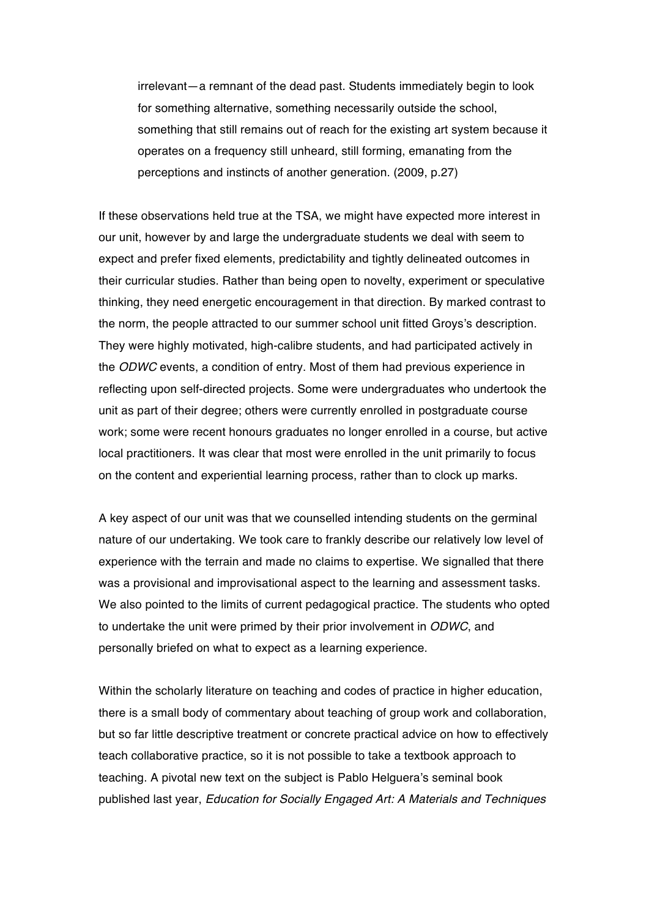> irrelevant—a remnant of the dead past. Students immediately begin to look for something alternative, something necessarily outside the school, something that still remains out of reach for the existing art system because it operates on a frequency still unheard, still forming, emanating from the perceptions and instincts of another generation. (2009, p.27)

If these observations held true at the TSA, we might have expected more interest in our unit, however by and large the undergraduate students we deal with seem to expect and prefer fixed elements, predictability and tightly delineated outcomes in their curricular studies. Rather than being open to novelty, experiment or speculative thinking, they need energetic encouragement in that direction. By marked contrast to the norm, the people attracted to our summer school unit fitted Groys's description. They were highly motivated, high-calibre students, and had participated actively in the *ODWC* events, a condition of entry. Most of them had previous experience in reflecting upon self-directed projects. Some were undergraduates who undertook the unit as part of their degree; others were currently enrolled in postgraduate course work; some were recent honours graduates no longer enrolled in a course, but active local practitioners. It was clear that most were enrolled in the unit primarily to focus on the content and experiential learning process, rather than to clock up marks.

A key aspect of our unit was that we counselled intending students on the germinal nature of our undertaking. We took care to frankly describe our relatively low level of experience with the terrain and made no claims to expertise. We signalled that there was a provisional and improvisational aspect to the learning and assessment tasks. We also pointed to the limits of current pedagogical practice. The students who opted to undertake the unit were primed by their prior involvement in *ODWC*, and personally briefed on what to expect as a learning experience.

Within the scholarly literature on teaching and codes of practice in higher education, there is a small body of commentary about teaching of group work and collaboration, but so far little descriptive treatment or concrete practical advice on how to effectively teach collaborative practice, so it is not possible to take a textbook approach to teaching. A pivotal new text on the subject is Pablo Helguera's seminal book published last year, *Education for Socially Engaged Art: A Materials and Techniques*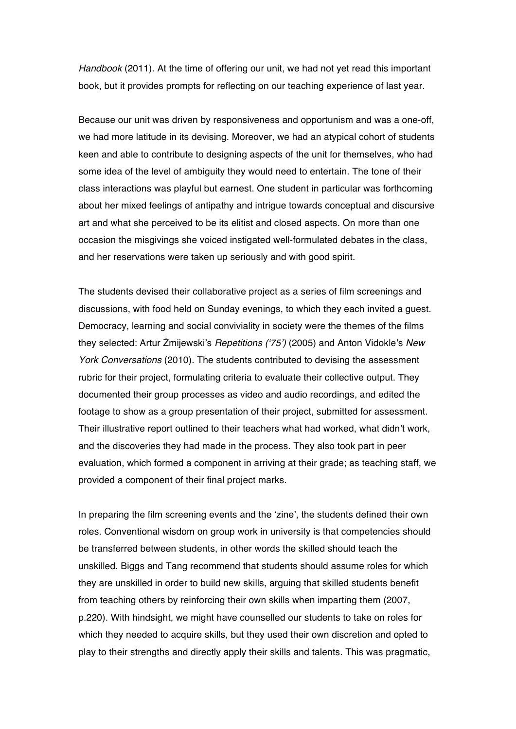*Handbook* (2011). At the time of offering our unit, we had not yet read this important book, but it provides prompts for reflecting on our teaching experience of last year.

Because our unit was driven by responsiveness and opportunism and was a one-off, we had more latitude in its devising. Moreover, we had an atypical cohort of students keen and able to contribute to designing aspects of the unit for themselves, who had some idea of the level of ambiguity they would need to entertain. The tone of their class interactions was playful but earnest. One student in particular was forthcoming about her mixed feelings of antipathy and intrigue towards conceptual and discursive art and what she perceived to be its elitist and closed aspects. On more than one occasion the misgivings she voiced instigated well-formulated debates in the class, and her reservations were taken up seriously and with good spirit.

The students devised their collaborative project as a series of film screenings and discussions, with food held on Sunday evenings, to which they each invited a guest. Democracy, learning and social conviviality in society were the themes of the films they selected: Artur Żmijewski's *Repetitions ('75')* (2005) and Anton Vidokle's *New York Conversations* (2010). The students contributed to devising the assessment rubric for their project, formulating criteria to evaluate their collective output. They documented their group processes as video and audio recordings, and edited the footage to show as a group presentation of their project, submitted for assessment. Their illustrative report outlined to their teachers what had worked, what didn't work, and the discoveries they had made in the process. They also took part in peer evaluation, which formed a component in arriving at their grade; as teaching staff, we provided a component of their final project marks.

In preparing the film screening events and the 'zine', the students defined their own roles. Conventional wisdom on group work in university is that competencies should be transferred between students, in other words the skilled should teach the unskilled. Biggs and Tang recommend that students should assume roles for which they are unskilled in order to build new skills, arguing that skilled students benefit from teaching others by reinforcing their own skills when imparting them (2007, p.220). With hindsight, we might have counselled our students to take on roles for which they needed to acquire skills, but they used their own discretion and opted to play to their strengths and directly apply their skills and talents. This was pragmatic,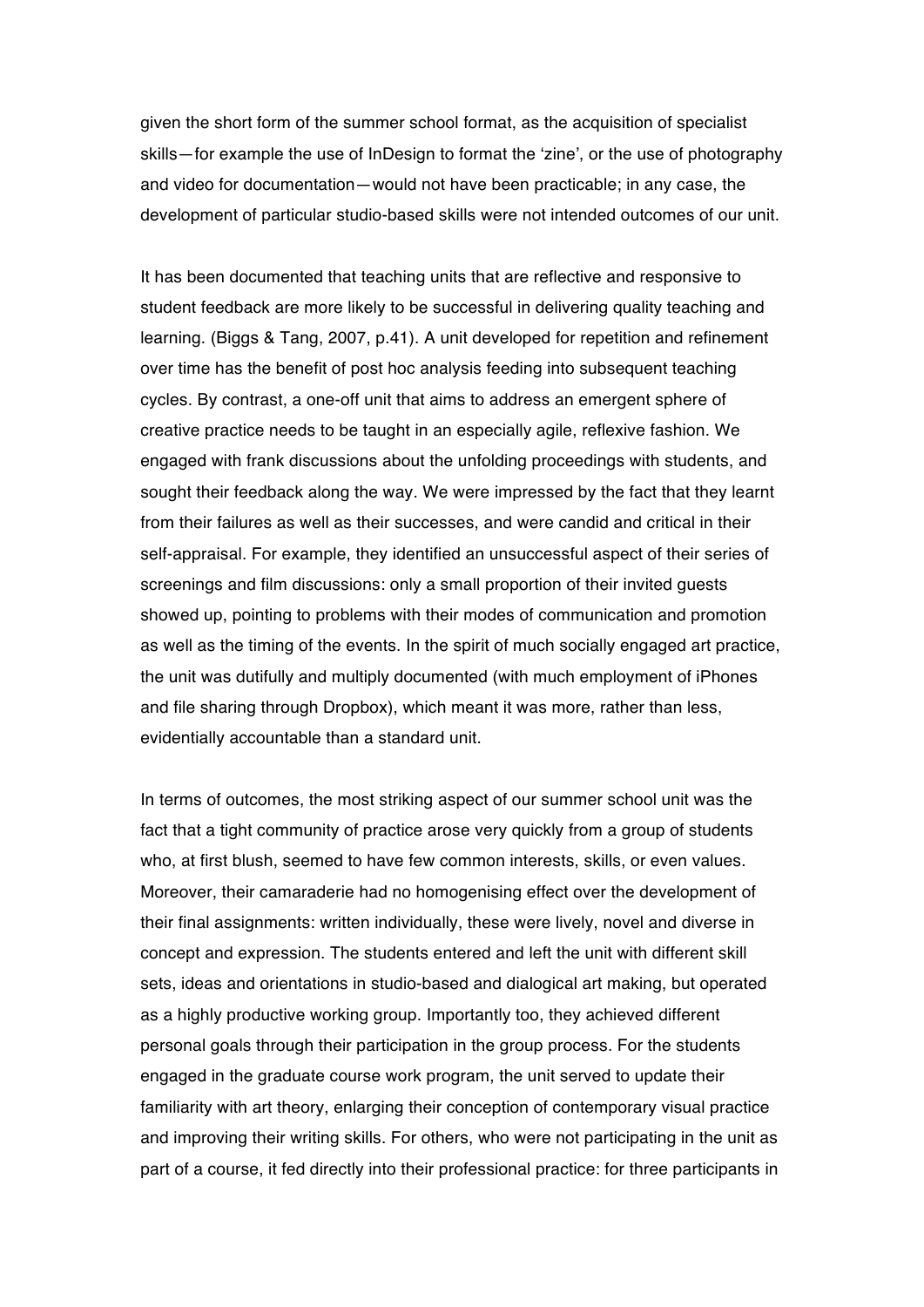given the short form of the summer school format, as the acquisition of specialist skills—for example the use of InDesign to format the 'zine', or the use of photography and video for documentation—would not have been practicable; in any case, the development of particular studio-based skills were not intended outcomes of our unit.

It has been documented that teaching units that are reflective and responsive to student feedback are more likely to be successful in delivering quality teaching and learning. (Biggs & Tang, 2007, p.41). A unit developed for repetition and refinement over time has the benefit of post hoc analysis feeding into subsequent teaching cycles. By contrast, a one-off unit that aims to address an emergent sphere of creative practice needs to be taught in an especially agile, reflexive fashion. We engaged with frank discussions about the unfolding proceedings with students, and sought their feedback along the way. We were impressed by the fact that they learnt from their failures as well as their successes, and were candid and critical in their self-appraisal. For example, they identified an unsuccessful aspect of their series of screenings and film discussions: only a small proportion of their invited guests showed up, pointing to problems with their modes of communication and promotion as well as the timing of the events. In the spirit of much socially engaged art practice, the unit was dutifully and multiply documented (with much employment of iPhones and file sharing through Dropbox), which meant it was more, rather than less, evidentially accountable than a standard unit.

In terms of outcomes, the most striking aspect of our summer school unit was the fact that a tight community of practice arose very quickly from a group of students who, at first blush, seemed to have few common interests, skills, or even values. Moreover, their camaraderie had no homogenising effect over the development of their final assignments: written individually, these were lively, novel and diverse in concept and expression. The students entered and left the unit with different skill sets, ideas and orientations in studio-based and dialogical art making, but operated as a highly productive working group. Importantly too, they achieved different personal goals through their participation in the group process. For the students engaged in the graduate course work program, the unit served to update their familiarity with art theory, enlarging their conception of contemporary visual practice and improving their writing skills. For others, who were not participating in the unit as part of a course, it fed directly into their professional practice: for three participants in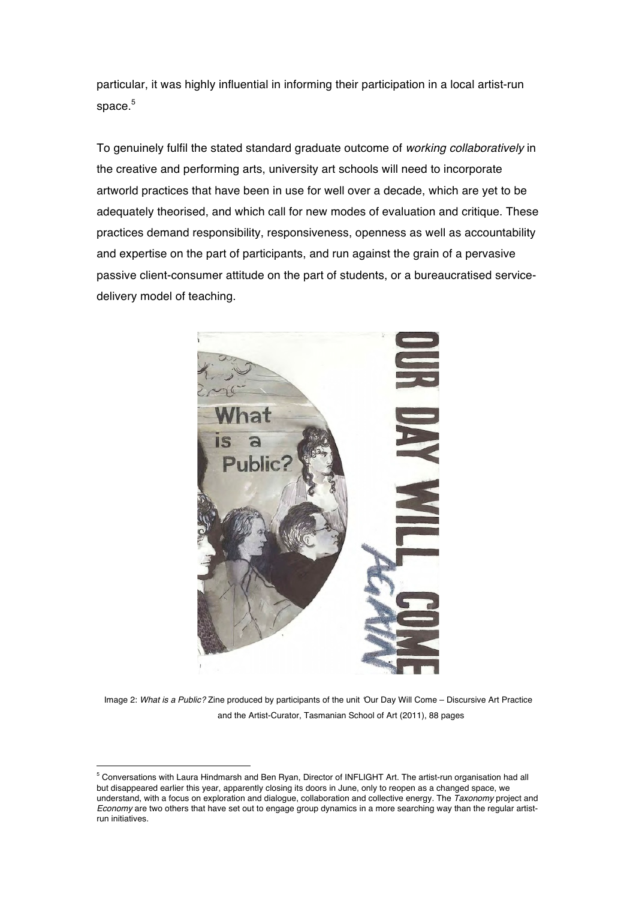particular, it was highly influential in informing their participation in a local artist-run space.[5]

To genuinely fulfil the stated standard graduate outcome of *working collaboratively* in the creative and performing arts, university art schools will need to incorporate artworld practices that have been in use for well over a decade, which are yet to be adequately theorised, and which call for new modes of evaluation and critique. These practices demand responsibility, responsiveness, openness as well as accountability and expertise on the part of participants, and run against the grain of a pervasive passive client-consumer attitude on the part of students, or a bureaucratised service-delivery model of teaching.

Image 2: *What is a Public?* Zine produced by participants of the unit 'Our Day Will Come – Discursive Art Practice and the Artist-Curator, Tasmanian School of Art (2011), 88 pages

[5] Conversations with Laura Hindmarsh and Ben Ryan, Director of INFLIGHT Art. The artist-run organisation had all but disappeared earlier this year, apparently closing its doors in June, only to reopen as a changed space, we understand, with a focus on exploration and dialogue, collaboration and collective energy. The *Taxonomy* project and *Economy* are two others that have set out to engage group dynamics in a more searching way than the regular artist-run initiatives.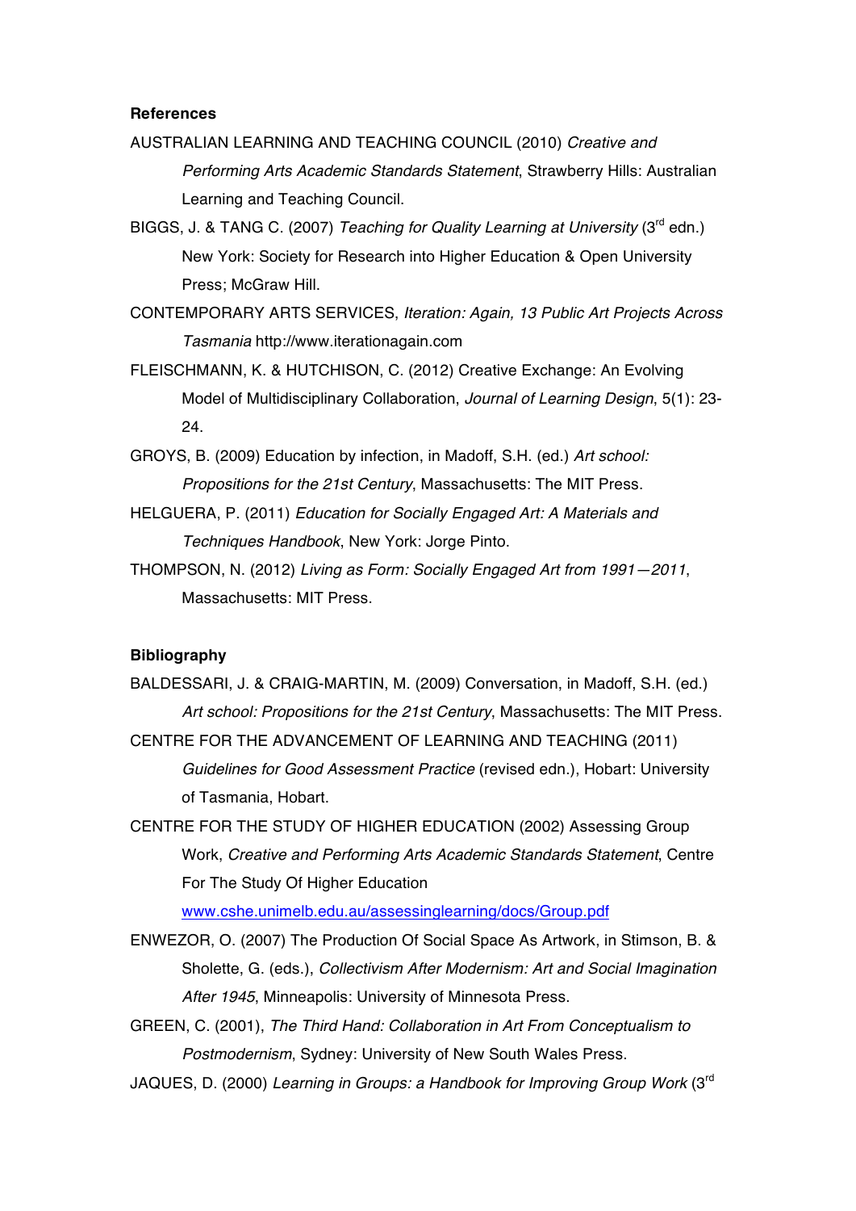**References**

AUSTRALIAN LEARNING AND TEACHING COUNCIL (2010) *Creative and Performing Arts Academic Standards Statement*, Strawberry Hills: Australian Learning and Teaching Council.

BIGGS, J. & TANG C. (2007) *Teaching for Quality Learning at University* (3rd edn.) New York: Society for Research into Higher Education & Open University Press; McGraw Hill.

CONTEMPORARY ARTS SERVICES, *Iteration: Again, 13 Public Art Projects Across Tasmania* http://www.iterationagain.com

FLEISCHMANN, K. & HUTCHISON, C. (2012) Creative Exchange: An Evolving Model of Multidisciplinary Collaboration, *Journal of Learning Design*, 5(1): 23-24.

GROYS, B. (2009) Education by infection, in Madoff, S.H. (ed.) *Art school: Propositions for the 21st Century*, Massachusetts: The MIT Press.

HELGUERA, P. (2011) *Education for Socially Engaged Art: A Materials and Techniques Handbook*, New York: Jorge Pinto.

THOMPSON, N. (2012) *Living as Form: Socially Engaged Art from 1991—2011*, Massachusetts: MIT Press.

**Bibliography**

BALDESSARI, J. & CRAIG-MARTIN, M. (2009) Conversation, in Madoff, S.H. (ed.) *Art school: Propositions for the 21st Century*, Massachusetts: The MIT Press.

CENTRE FOR THE ADVANCEMENT OF LEARNING AND TEACHING (2011) *Guidelines for Good Assessment Practice* (revised edn.), Hobart: University of Tasmania, Hobart.

CENTRE FOR THE STUDY OF HIGHER EDUCATION (2002) Assessing Group Work, *Creative and Performing Arts Academic Standards Statement*, Centre For The Study Of Higher Education www.cshe.unimelb.edu.au/assessinglearning/docs/Group.pdf

ENWEZOR, O. (2007) The Production Of Social Space As Artwork, in Stimson, B. & Sholette, G. (eds.), *Collectivism After Modernism: Art and Social Imagination After 1945*, Minneapolis: University of Minnesota Press.

GREEN, C. (2001), *The Third Hand: Collaboration in Art From Conceptualism to Postmodernism*, Sydney: University of New South Wales Press.

JAQUES, D. (2000) *Learning in Groups: a Handbook for Improving Group Work* (3rd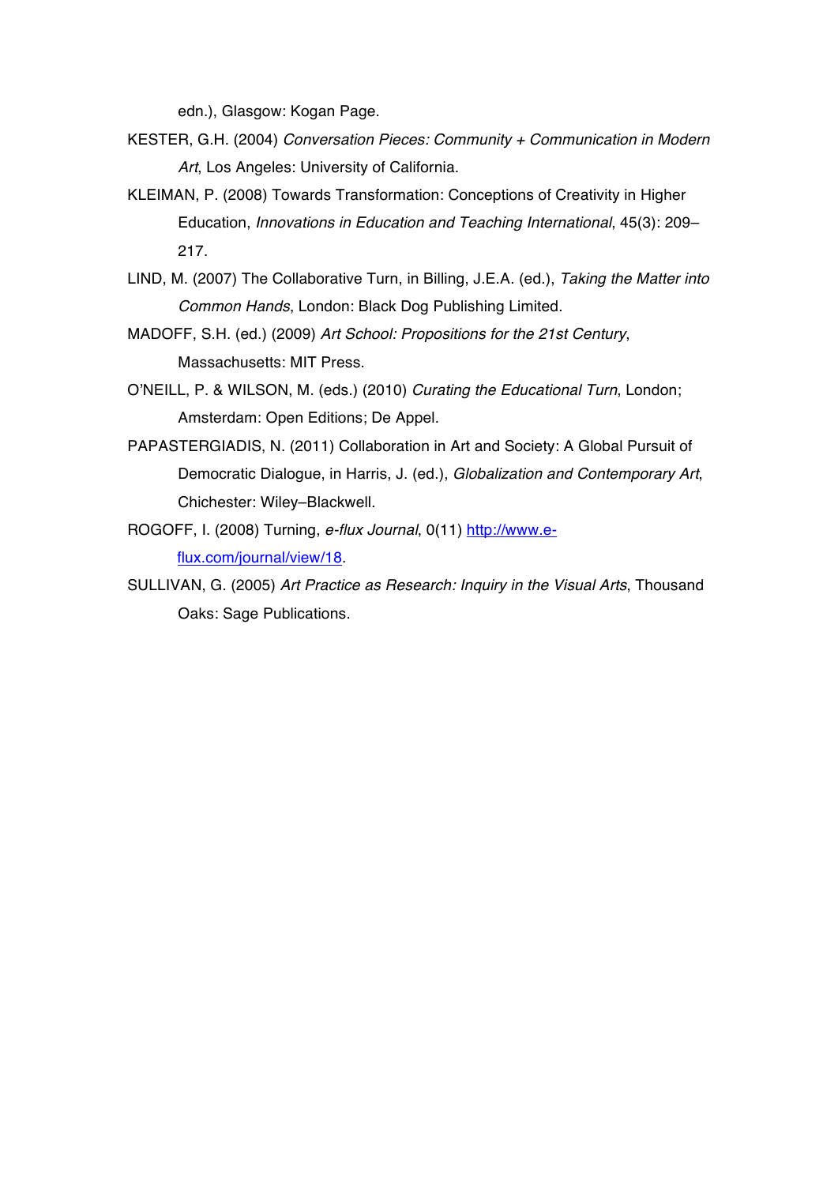edn.), Glasgow: Kogan Page.

KESTER, G.H. (2004) *Conversation Pieces: Community + Communication in Modern Art*, Los Angeles: University of California.

KLEIMAN, P. (2008) Towards Transformation: Conceptions of Creativity in Higher Education, *Innovations in Education and Teaching International*, 45(3): 209–217.

LIND, M. (2007) The Collaborative Turn, in Billing, J.E.A. (ed.), *Taking the Matter into Common Hands*, London: Black Dog Publishing Limited.

MADOFF, S.H. (ed.) (2009) *Art School: Propositions for the 21st Century*, Massachusetts: MIT Press.

O'NEILL, P. & WILSON, M. (eds.) (2010) *Curating the Educational Turn*, London; Amsterdam: Open Editions; De Appel.

PAPASTERGIADIS, N. (2011) Collaboration in Art and Society: A Global Pursuit of Democratic Dialogue, in Harris, J. (ed.), *Globalization and Contemporary Art*, Chichester: Wiley–Blackwell.

ROGOFF, I. (2008) Turning, *e-flux Journal*, 0(11) [http://www.e-flux.com/journal/view/18](http://www.e-flux.com/journal/view/18).

SULLIVAN, G. (2005) *Art Practice as Research: Inquiry in the Visual Arts*, Thousand Oaks: Sage Publications.